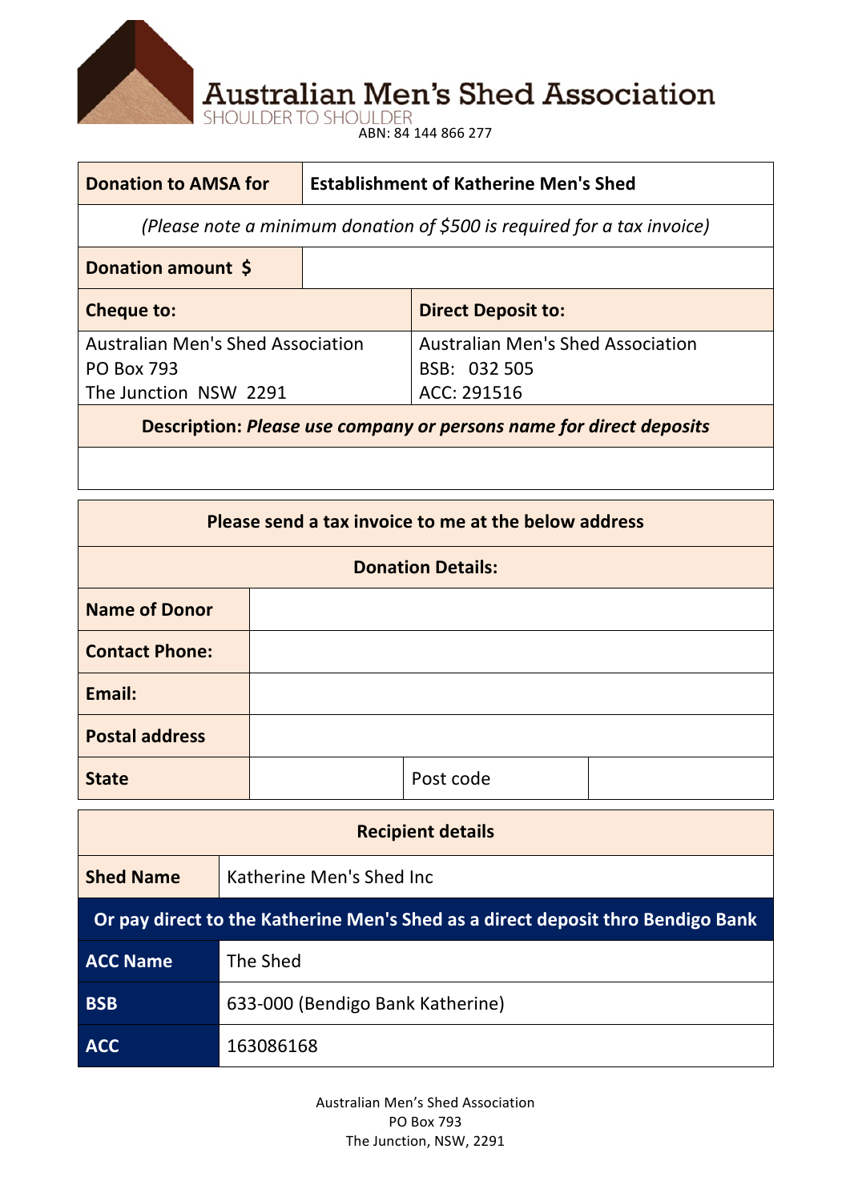# Australian Men's Shed Association

SHOULDER TO SHOULDER

ABN: 84 144 866 277

| **Donation to AMSA for** | **Establishment of Katherine Men's Shed** |
|---|---|
| *(Please note a minimum donation of $500 is required for a tax invoice)* | |
| **Donation amount $** | |

| **Cheque to:** | **Direct Deposit to:** |
|---|---|
| Australian Men's Shed Association<br>PO Box 793<br>The Junction NSW 2291 | Australian Men's Shed Association<br>BSB: 032 505<br>ACC: 291516 |
| **Description:** ***Please use company or persons name for direct deposits*** | |
| | |

| **Please send a tax invoice to me at the below address** | | | |
|---|---|---|---|
| **Donation Details:** | | | |
| **Name of Donor** | | | |
| **Contact Phone:** | | | |
| **Email:** | | | |
| **Postal address** | | | |
| **State** | | Post code | |

| **Recipient details** | |
|---|---|
| **Shed Name** | Katherine Men's Shed Inc |
| **Or pay direct to the Katherine Men's Shed as a direct deposit thro Bendigo Bank** | |
| **ACC Name** | The Shed |
| **BSB** | 633-000 (Bendigo Bank Katherine) |
| **ACC** | 163086168 |

Australian Men's Shed Association
PO Box 793
The Junction, NSW, 2291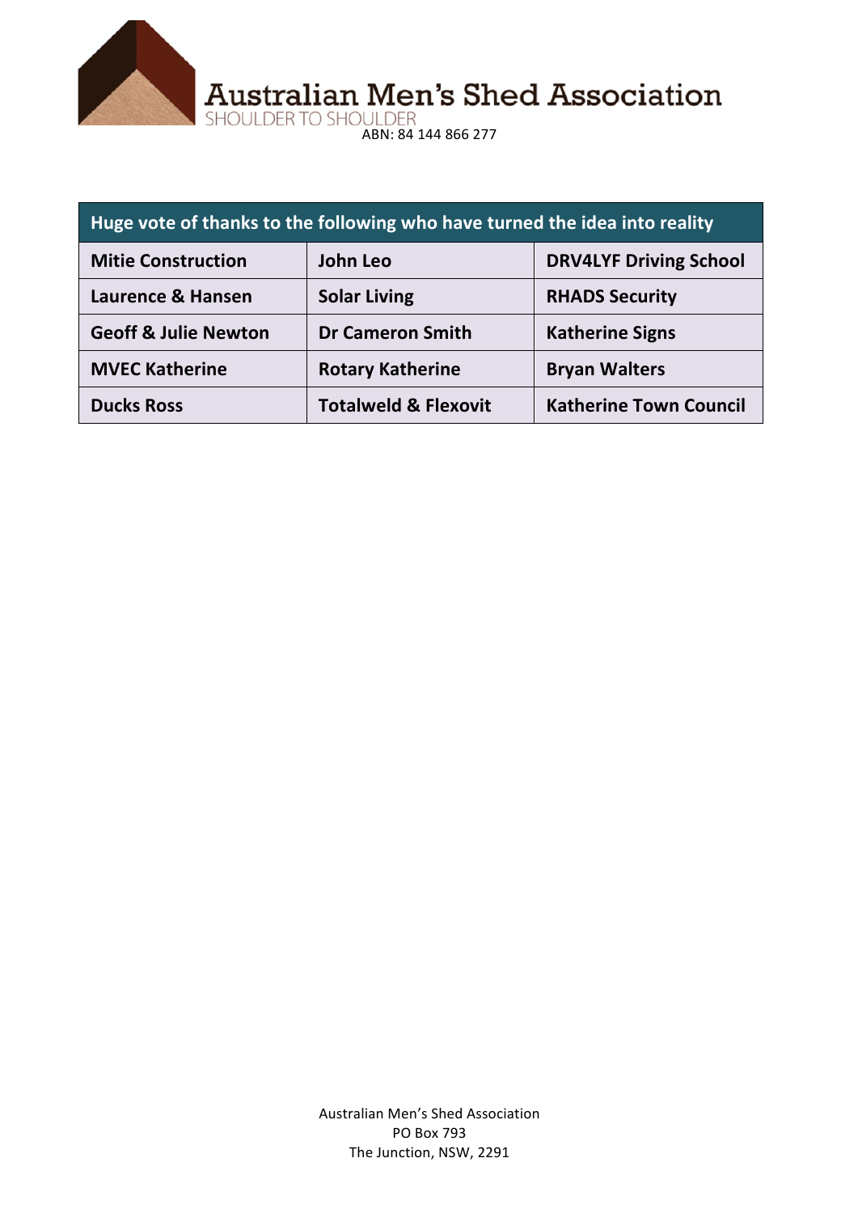# Australian Men's Shed Association

SHOULDER TO SHOULDER

ABN: 84 144 866 277

| Huge vote of thanks to the following who have turned the idea into reality | | |
|---|---|---|
| **Mitie Construction** | **John Leo** | **DRV4LYF Driving School** |
| **Laurence & Hansen** | **Solar Living** | **RHADS Security** |
| **Geoff & Julie Newton** | **Dr Cameron Smith** | **Katherine Signs** |
| **MVEC Katherine** | **Rotary Katherine** | **Bryan Walters** |
| **Ducks Ross** | **Totalweld & Flexovit** | **Katherine Town Council** |

Australian Men's Shed Association
PO Box 793
The Junction, NSW, 2291